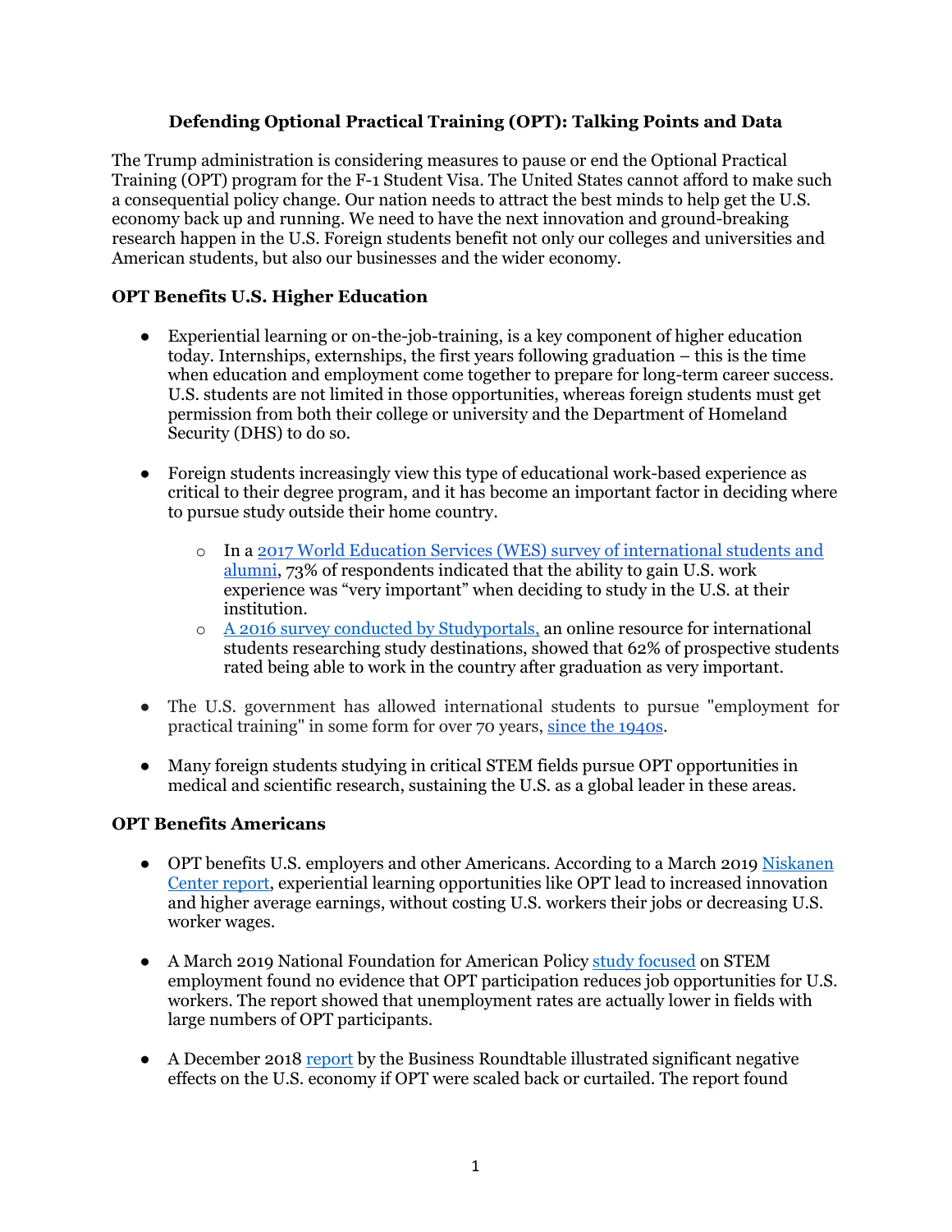# Defending Optional Practical Training (OPT): Talking Points and Data

The Trump administration is considering measures to pause or end the Optional Practical Training (OPT) program for the F-1 Student Visa. The United States cannot afford to make such a consequential policy change. Our nation needs to attract the best minds to help get the U.S. economy back up and running. We need to have the next innovation and ground-breaking research happen in the U.S. Foreign students benefit not only our colleges and universities and American students, but also our businesses and the wider economy.

## OPT Benefits U.S. Higher Education

- Experiential learning or on-the-job-training, is a key component of higher education today. Internships, externships, the first years following graduation – this is the time when education and employment come together to prepare for long-term career success. U.S. students are not limited in those opportunities, whereas foreign students must get permission from both their college or university and the Department of Homeland Security (DHS) to do so.

- Foreign students increasingly view this type of educational work-based experience as critical to their degree program, and it has become an important factor in deciding where to pursue study outside their home country.

  - In a 2017 World Education Services (WES) survey of international students and alumni, 73% of respondents indicated that the ability to gain U.S. work experience was "very important" when deciding to study in the U.S. at their institution.
  - A 2016 survey conducted by Studyportals, an online resource for international students researching study destinations, showed that 62% of prospective students rated being able to work in the country after graduation as very important.

- The U.S. government has allowed international students to pursue "employment for practical training" in some form for over 70 years, since the 1940s.

- Many foreign students studying in critical STEM fields pursue OPT opportunities in medical and scientific research, sustaining the U.S. as a global leader in these areas.

## OPT Benefits Americans

- OPT benefits U.S. employers and other Americans. According to a March 2019 Niskanen Center report, experiential learning opportunities like OPT lead to increased innovation and higher average earnings, without costing U.S. workers their jobs or decreasing U.S. worker wages.

- A March 2019 National Foundation for American Policy study focused on STEM employment found no evidence that OPT participation reduces job opportunities for U.S. workers. The report showed that unemployment rates are actually lower in fields with large numbers of OPT participants.

- A December 2018 report by the Business Roundtable illustrated significant negative effects on the U.S. economy if OPT were scaled back or curtailed. The report found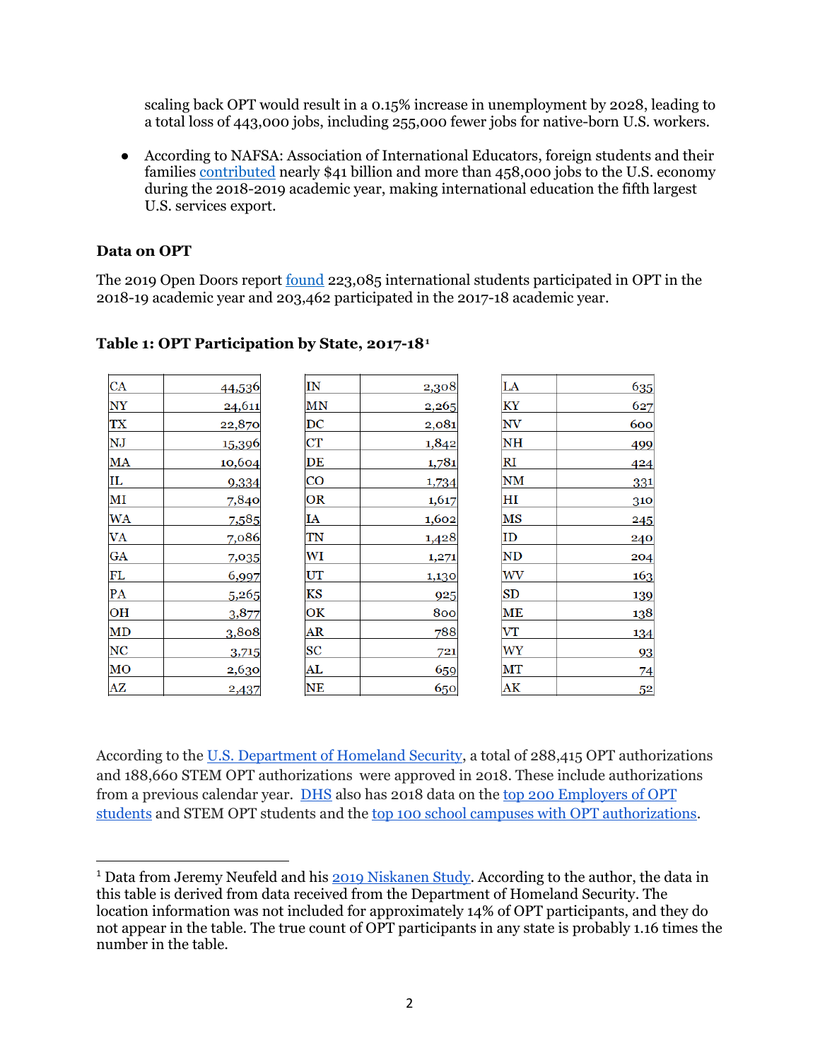scaling back OPT would result in a 0.15% increase in unemployment by 2028, leading to a total loss of 443,000 jobs, including 255,000 fewer jobs for native-born U.S. workers.

- According to NAFSA: Association of International Educators, foreign students and their families contributed nearly $41 billion and more than 458,000 jobs to the U.S. economy during the 2018-2019 academic year, making international education the fifth largest U.S. services export.

### Data on OPT

The 2019 Open Doors report found 223,085 international students participated in OPT in the 2018-19 academic year and 203,462 participated in the 2017-18 academic year.

**Table 1: OPT Participation by State, 2017-18**[1]

| State | Count | State | Count | State | Count |
|---|---|---|---|---|---|
| CA | 44,536 | IN | 2,308 | LA | 635 |
| NY | 24,611 | MN | 2,265 | KY | 627 |
| TX | 22,870 | DC | 2,081 | NV | 600 |
| NJ | 15,396 | CT | 1,842 | NH | 499 |
| MA | 10,604 | DE | 1,781 | RI | 424 |
| IL | 9,334 | CO | 1,734 | NM | 331 |
| MI | 7,840 | OR | 1,617 | HI | 310 |
| WA | 7,585 | IA | 1,602 | MS | 245 |
| VA | 7,086 | TN | 1,428 | ID | 240 |
| GA | 7,035 | WI | 1,271 | ND | 204 |
| FL | 6,997 | UT | 1,130 | WV | 163 |
| PA | 5,265 | KS | 925 | SD | 139 |
| OH | 3,877 | OK | 800 | ME | 138 |
| MD | 3,808 | AR | 788 | VT | 134 |
| NC | 3,715 | SC | 721 | WY | 93 |
| MO | 2,630 | AL | 659 | MT | 74 |
| AZ | 2,437 | NE | 650 | AK | 52 |

According to the U.S. Department of Homeland Security, a total of 288,415 OPT authorizations and 188,660 STEM OPT authorizations were approved in 2018. These include authorizations from a previous calendar year. DHS also has 2018 data on the top 200 Employers of OPT students and STEM OPT students and the top 100 school campuses with OPT authorizations.

[1] Data from Jeremy Neufeld and his 2019 Niskanen Study. According to the author, the data in this table is derived from data received from the Department of Homeland Security. The location information was not included for approximately 14% of OPT participants, and they do not appear in the table. The true count of OPT participants in any state is probably 1.16 times the number in the table.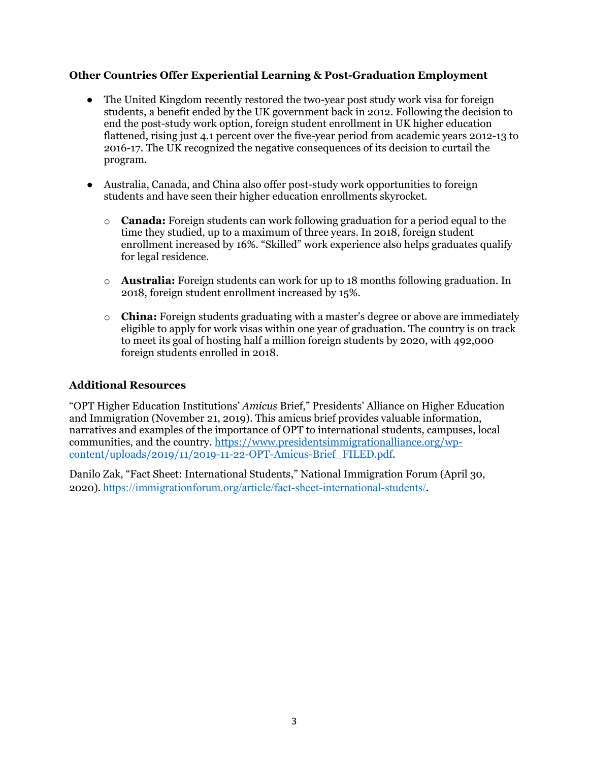### Other Countries Offer Experiential Learning & Post-Graduation Employment

- The United Kingdom recently restored the two-year post study work visa for foreign students, a benefit ended by the UK government back in 2012. Following the decision to end the post-study work option, foreign student enrollment in UK higher education flattened, rising just 4.1 percent over the five-year period from academic years 2012-13 to 2016-17. The UK recognized the negative consequences of its decision to curtail the program.

- Australia, Canada, and China also offer post-study work opportunities to foreign students and have seen their higher education enrollments skyrocket.

  - **Canada:** Foreign students can work following graduation for a period equal to the time they studied, up to a maximum of three years. In 2018, foreign student enrollment increased by 16%. "Skilled" work experience also helps graduates qualify for legal residence.

  - **Australia:** Foreign students can work for up to 18 months following graduation. In 2018, foreign student enrollment increased by 15%.

  - **China:** Foreign students graduating with a master's degree or above are immediately eligible to apply for work visas within one year of graduation. The country is on track to meet its goal of hosting half a million foreign students by 2020, with 492,000 foreign students enrolled in 2018.

### Additional Resources

"OPT Higher Education Institutions' *Amicus* Brief," Presidents' Alliance on Higher Education and Immigration (November 21, 2019). This amicus brief provides valuable information, narratives and examples of the importance of OPT to international students, campuses, local communities, and the country. [https://www.presidentsimmigrationalliance.org/wp-content/uploads/2019/11/2019-11-22-OPT-Amicus-Brief_FILED.pdf](https://www.presidentsimmigrationalliance.org/wp-content/uploads/2019/11/2019-11-22-OPT-Amicus-Brief_FILED.pdf).

Danilo Zak, "Fact Sheet: International Students," National Immigration Forum (April 30, 2020). [https://immigrationforum.org/article/fact-sheet-international-students/](https://immigrationforum.org/article/fact-sheet-international-students/).